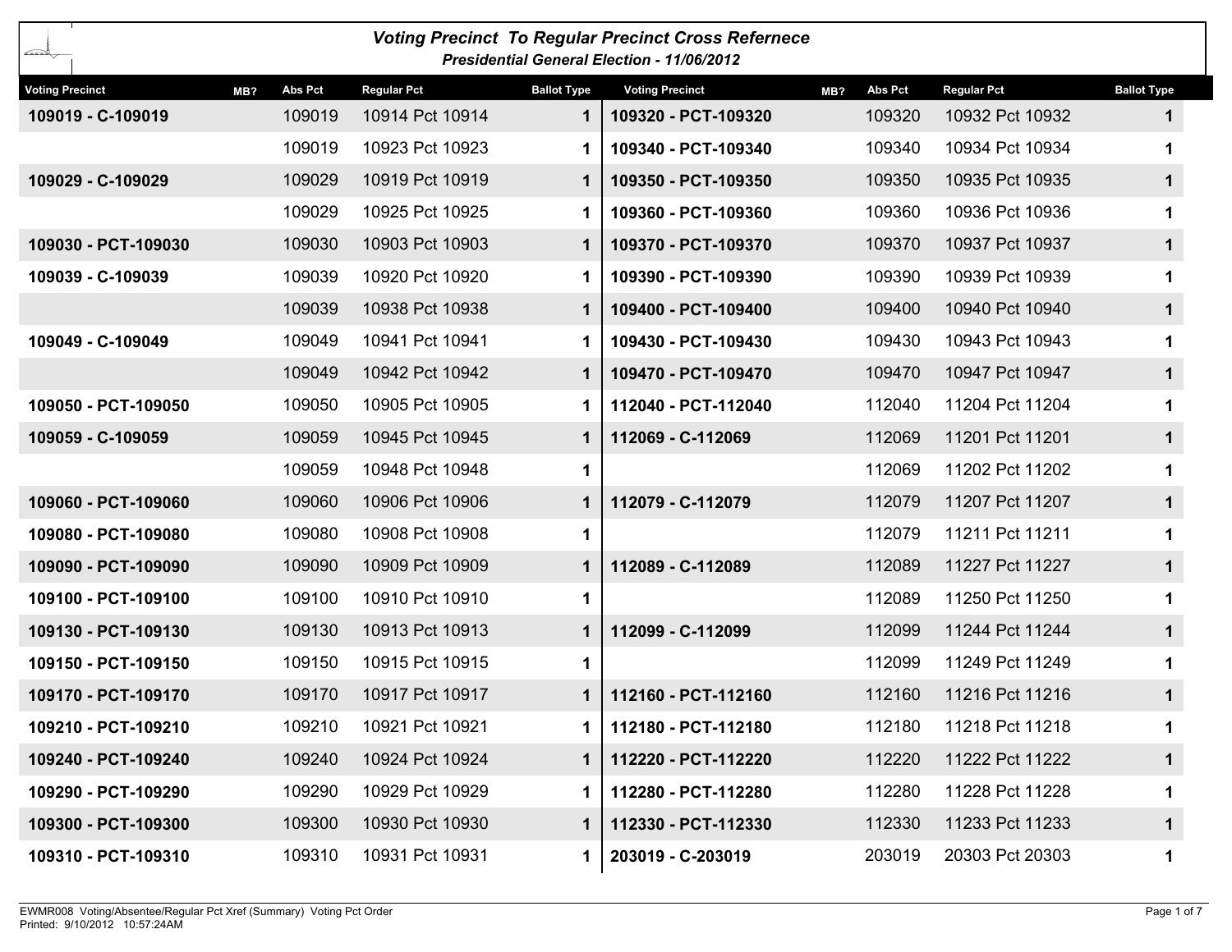# Voting Precinct To Regular Precinct Cross Refernece

**Presidential General Election - 11/06/2012**

| Voting Precinct | MB? | Abs Pct | Regular Pct | Ballot Type |
|---|---|---|---|---|
| **109019 - C-109019** | | 109019 | 10914 Pct 10914 | **1** |
| | | 109019 | 10923 Pct 10923 | **1** |
| **109029 - C-109029** | | 109029 | 10919 Pct 10919 | **1** |
| | | 109029 | 10925 Pct 10925 | **1** |
| **109030 - PCT-109030** | | 109030 | 10903 Pct 10903 | **1** |
| **109039 - C-109039** | | 109039 | 10920 Pct 10920 | **1** |
| | | 109039 | 10938 Pct 10938 | **1** |
| **109049 - C-109049** | | 109049 | 10941 Pct 10941 | **1** |
| | | 109049 | 10942 Pct 10942 | **1** |
| **109050 - PCT-109050** | | 109050 | 10905 Pct 10905 | **1** |
| **109059 - C-109059** | | 109059 | 10945 Pct 10945 | **1** |
| | | 109059 | 10948 Pct 10948 | **1** |
| **109060 - PCT-109060** | | 109060 | 10906 Pct 10906 | **1** |
| **109080 - PCT-109080** | | 109080 | 10908 Pct 10908 | **1** |
| **109090 - PCT-109090** | | 109090 | 10909 Pct 10909 | **1** |
| **109100 - PCT-109100** | | 109100 | 10910 Pct 10910 | **1** |
| **109130 - PCT-109130** | | 109130 | 10913 Pct 10913 | **1** |
| **109150 - PCT-109150** | | 109150 | 10915 Pct 10915 | **1** |
| **109170 - PCT-109170** | | 109170 | 10917 Pct 10917 | **1** |
| **109210 - PCT-109210** | | 109210 | 10921 Pct 10921 | **1** |
| **109240 - PCT-109240** | | 109240 | 10924 Pct 10924 | **1** |
| **109290 - PCT-109290** | | 109290 | 10929 Pct 10929 | **1** |
| **109300 - PCT-109300** | | 109300 | 10930 Pct 10930 | **1** |
| **109310 - PCT-109310** | | 109310 | 10931 Pct 10931 | **1** |
| **109320 - PCT-109320** | | 109320 | 10932 Pct 10932 | **1** |
| **109340 - PCT-109340** | | 109340 | 10934 Pct 10934 | **1** |
| **109350 - PCT-109350** | | 109350 | 10935 Pct 10935 | **1** |
| **109360 - PCT-109360** | | 109360 | 10936 Pct 10936 | **1** |
| **109370 - PCT-109370** | | 109370 | 10937 Pct 10937 | **1** |
| **109390 - PCT-109390** | | 109390 | 10939 Pct 10939 | **1** |
| **109400 - PCT-109400** | | 109400 | 10940 Pct 10940 | **1** |
| **109430 - PCT-109430** | | 109430 | 10943 Pct 10943 | **1** |
| **109470 - PCT-109470** | | 109470 | 10947 Pct 10947 | **1** |
| **112040 - PCT-112040** | | 112040 | 11204 Pct 11204 | **1** |
| **112069 - C-112069** | | 112069 | 11201 Pct 11201 | **1** |
| | | 112069 | 11202 Pct 11202 | **1** |
| **112079 - C-112079** | | 112079 | 11207 Pct 11207 | **1** |
| | | 112079 | 11211 Pct 11211 | **1** |
| **112089 - C-112089** | | 112089 | 11227 Pct 11227 | **1** |
| | | 112089 | 11250 Pct 11250 | **1** |
| **112099 - C-112099** | | 112099 | 11244 Pct 11244 | **1** |
| | | 112099 | 11249 Pct 11249 | **1** |
| **112160 - PCT-112160** | | 112160 | 11216 Pct 11216 | **1** |
| **112180 - PCT-112180** | | 112180 | 11218 Pct 11218 | **1** |
| **112220 - PCT-112220** | | 112220 | 11222 Pct 11222 | **1** |
| **112280 - PCT-112280** | | 112280 | 11228 Pct 11228 | **1** |
| **112330 - PCT-112330** | | 112330 | 11233 Pct 11233 | **1** |
| **203019 - C-203019** | | 203019 | 20303 Pct 20303 | **1** |

EWMR008 Voting/Absentee/Regular Pct Xref (Summary) Voting Pct Order
Printed: 9/10/2012 10:57:24AM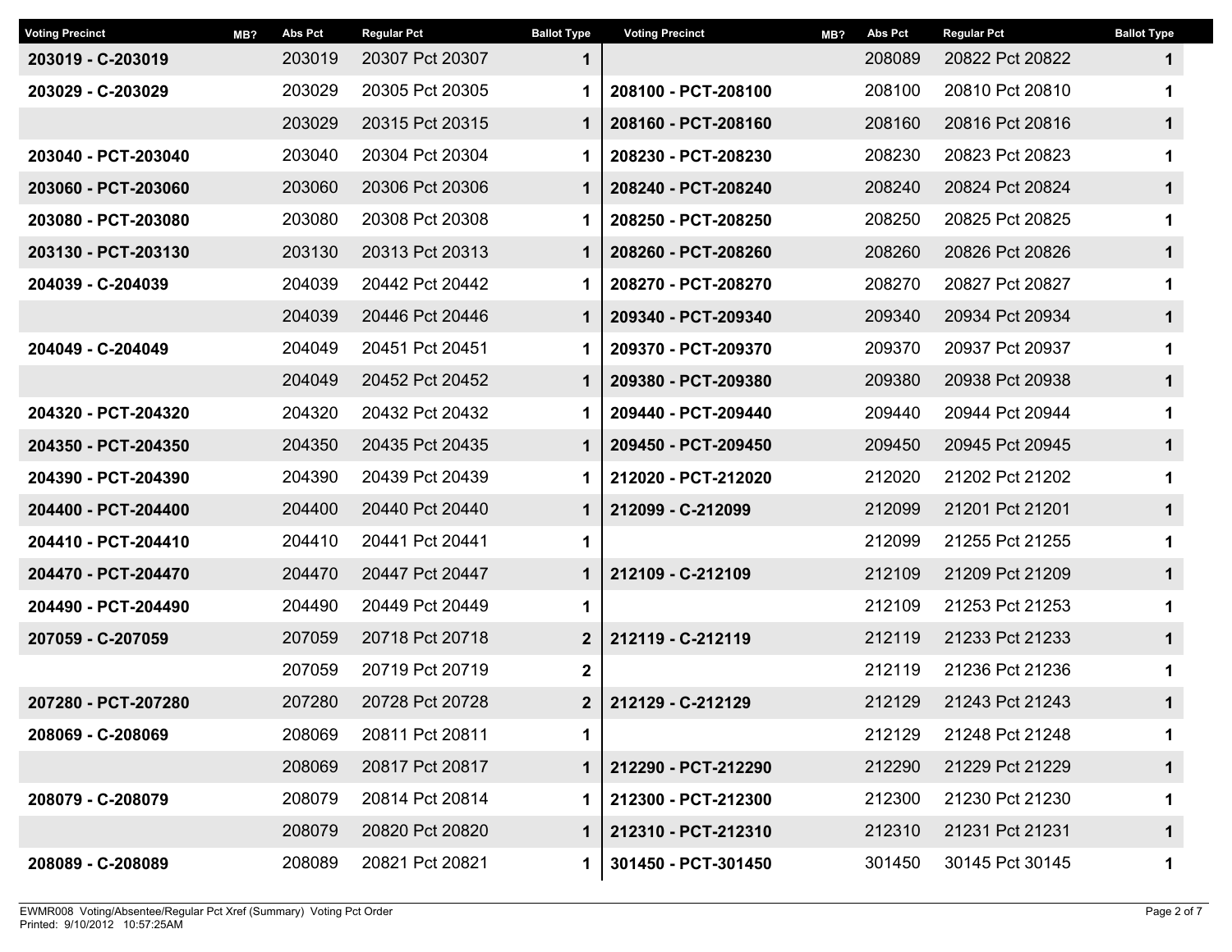| Voting Precinct | MB? | Abs Pct | Regular Pct | Ballot Type |
|---|---|---|---|---|
| **203019 - C-203019** | | 203019 | 20307 Pct 20307 | **1** |
| **203029 - C-203029** | | 203029 | 20305 Pct 20305 | **1** |
| | | 203029 | 20315 Pct 20315 | **1** |
| **203040 - PCT-203040** | | 203040 | 20304 Pct 20304 | **1** |
| **203060 - PCT-203060** | | 203060 | 20306 Pct 20306 | **1** |
| **203080 - PCT-203080** | | 203080 | 20308 Pct 20308 | **1** |
| **203130 - PCT-203130** | | 203130 | 20313 Pct 20313 | **1** |
| **204039 - C-204039** | | 204039 | 20442 Pct 20442 | **1** |
| | | 204039 | 20446 Pct 20446 | **1** |
| **204049 - C-204049** | | 204049 | 20451 Pct 20451 | **1** |
| | | 204049 | 20452 Pct 20452 | **1** |
| **204320 - PCT-204320** | | 204320 | 20432 Pct 20432 | **1** |
| **204350 - PCT-204350** | | 204350 | 20435 Pct 20435 | **1** |
| **204390 - PCT-204390** | | 204390 | 20439 Pct 20439 | **1** |
| **204400 - PCT-204400** | | 204400 | 20440 Pct 20440 | **1** |
| **204410 - PCT-204410** | | 204410 | 20441 Pct 20441 | **1** |
| **204470 - PCT-204470** | | 204470 | 20447 Pct 20447 | **1** |
| **204490 - PCT-204490** | | 204490 | 20449 Pct 20449 | **1** |
| **207059 - C-207059** | | 207059 | 20718 Pct 20718 | **2** |
| | | 207059 | 20719 Pct 20719 | **2** |
| **207280 - PCT-207280** | | 207280 | 20728 Pct 20728 | **2** |
| **208069 - C-208069** | | 208069 | 20811 Pct 20811 | **1** |
| | | 208069 | 20817 Pct 20817 | **1** |
| **208079 - C-208079** | | 208079 | 20814 Pct 20814 | **1** |
| | | 208079 | 20820 Pct 20820 | **1** |
| **208089 - C-208089** | | 208089 | 20821 Pct 20821 | **1** |
| | | 208089 | 20822 Pct 20822 | **1** |
| **208100 - PCT-208100** | | 208100 | 20810 Pct 20810 | **1** |
| **208160 - PCT-208160** | | 208160 | 20816 Pct 20816 | **1** |
| **208230 - PCT-208230** | | 208230 | 20823 Pct 20823 | **1** |
| **208240 - PCT-208240** | | 208240 | 20824 Pct 20824 | **1** |
| **208250 - PCT-208250** | | 208250 | 20825 Pct 20825 | **1** |
| **208260 - PCT-208260** | | 208260 | 20826 Pct 20826 | **1** |
| **208270 - PCT-208270** | | 208270 | 20827 Pct 20827 | **1** |
| **209340 - PCT-209340** | | 209340 | 20934 Pct 20934 | **1** |
| **209370 - PCT-209370** | | 209370 | 20937 Pct 20937 | **1** |
| **209380 - PCT-209380** | | 209380 | 20938 Pct 20938 | **1** |
| **209440 - PCT-209440** | | 209440 | 20944 Pct 20944 | **1** |
| **209450 - PCT-209450** | | 209450 | 20945 Pct 20945 | **1** |
| **212020 - PCT-212020** | | 212020 | 21202 Pct 21202 | **1** |
| **212099 - C-212099** | | 212099 | 21201 Pct 21201 | **1** |
| | | 212099 | 21255 Pct 21255 | **1** |
| **212109 - C-212109** | | 212109 | 21209 Pct 21209 | **1** |
| | | 212109 | 21253 Pct 21253 | **1** |
| **212119 - C-212119** | | 212119 | 21233 Pct 21233 | **1** |
| | | 212119 | 21236 Pct 21236 | **1** |
| **212129 - C-212129** | | 212129 | 21243 Pct 21243 | **1** |
| | | 212129 | 21248 Pct 21248 | **1** |
| **212290 - PCT-212290** | | 212290 | 21229 Pct 21229 | **1** |
| **212300 - PCT-212300** | | 212300 | 21230 Pct 21230 | **1** |
| **212310 - PCT-212310** | | 212310 | 21231 Pct 21231 | **1** |
| **301450 - PCT-301450** | | 301450 | 30145 Pct 30145 | **1** |

EWMR008 Voting/Absentee/Regular Pct Xref (Summary) Voting Pct Order
Printed: 9/10/2012 10:57:25AM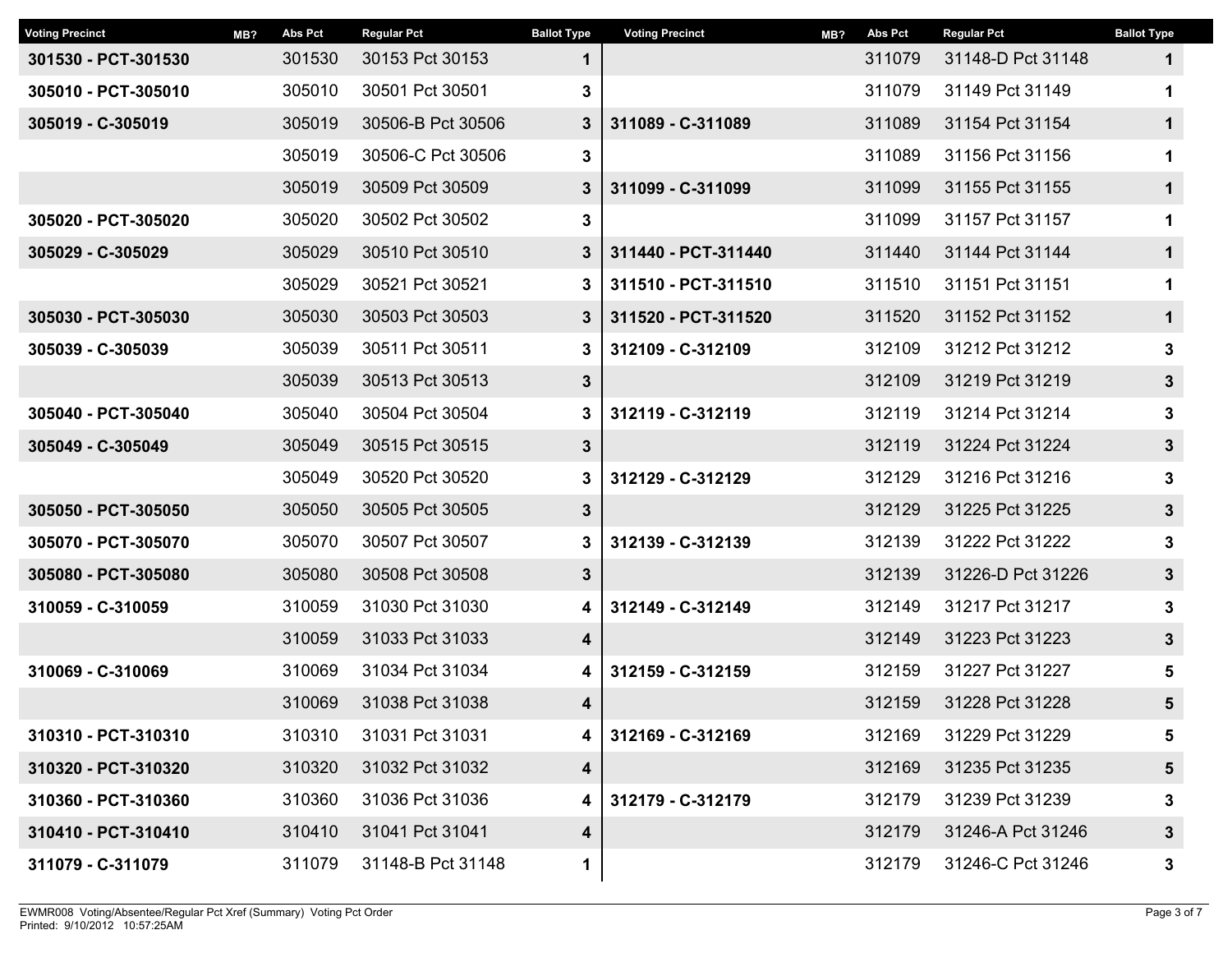| Voting Precinct | MB? | Abs Pct | Regular Pct | Ballot Type |
|---|---|---|---|---|
| **301530 - PCT-301530** | | 301530 | 30153 Pct 30153 | **1** |
| **305010 - PCT-305010** | | 305010 | 30501 Pct 30501 | **3** |
| **305019 - C-305019** | | 305019 | 30506-B Pct 30506 | **3** |
| | | 305019 | 30506-C Pct 30506 | **3** |
| | | 305019 | 30509 Pct 30509 | **3** |
| **305020 - PCT-305020** | | 305020 | 30502 Pct 30502 | **3** |
| **305029 - C-305029** | | 305029 | 30510 Pct 30510 | **3** |
| | | 305029 | 30521 Pct 30521 | **3** |
| **305030 - PCT-305030** | | 305030 | 30503 Pct 30503 | **3** |
| **305039 - C-305039** | | 305039 | 30511 Pct 30511 | **3** |
| | | 305039 | 30513 Pct 30513 | **3** |
| **305040 - PCT-305040** | | 305040 | 30504 Pct 30504 | **3** |
| **305049 - C-305049** | | 305049 | 30515 Pct 30515 | **3** |
| | | 305049 | 30520 Pct 30520 | **3** |
| **305050 - PCT-305050** | | 305050 | 30505 Pct 30505 | **3** |
| **305070 - PCT-305070** | | 305070 | 30507 Pct 30507 | **3** |
| **305080 - PCT-305080** | | 305080 | 30508 Pct 30508 | **3** |
| **310059 - C-310059** | | 310059 | 31030 Pct 31030 | **4** |
| | | 310059 | 31033 Pct 31033 | **4** |
| **310069 - C-310069** | | 310069 | 31034 Pct 31034 | **4** |
| | | 310069 | 31038 Pct 31038 | **4** |
| **310310 - PCT-310310** | | 310310 | 31031 Pct 31031 | **4** |
| **310320 - PCT-310320** | | 310320 | 31032 Pct 31032 | **4** |
| **310360 - PCT-310360** | | 310360 | 31036 Pct 31036 | **4** |
| **310410 - PCT-310410** | | 310410 | 31041 Pct 31041 | **4** |
| **311079 - C-311079** | | 311079 | 31148-B Pct 31148 | **1** |
| | | 311079 | 31148-D Pct 31148 | **1** |
| | | 311079 | 31149 Pct 31149 | **1** |
| **311089 - C-311089** | | 311089 | 31154 Pct 31154 | **1** |
| | | 311089 | 31156 Pct 31156 | **1** |
| **311099 - C-311099** | | 311099 | 31155 Pct 31155 | **1** |
| | | 311099 | 31157 Pct 31157 | **1** |
| **311440 - PCT-311440** | | 311440 | 31144 Pct 31144 | **1** |
| **311510 - PCT-311510** | | 311510 | 31151 Pct 31151 | **1** |
| **311520 - PCT-311520** | | 311520 | 31152 Pct 31152 | **1** |
| **312109 - C-312109** | | 312109 | 31212 Pct 31212 | **3** |
| | | 312109 | 31219 Pct 31219 | **3** |
| **312119 - C-312119** | | 312119 | 31214 Pct 31214 | **3** |
| | | 312119 | 31224 Pct 31224 | **3** |
| **312129 - C-312129** | | 312129 | 31216 Pct 31216 | **3** |
| | | 312129 | 31225 Pct 31225 | **3** |
| **312139 - C-312139** | | 312139 | 31222 Pct 31222 | **3** |
| | | 312139 | 31226-D Pct 31226 | **3** |
| **312149 - C-312149** | | 312149 | 31217 Pct 31217 | **3** |
| | | 312149 | 31223 Pct 31223 | **3** |
| **312159 - C-312159** | | 312159 | 31227 Pct 31227 | **5** |
| | | 312159 | 31228 Pct 31228 | **5** |
| **312169 - C-312169** | | 312169 | 31229 Pct 31229 | **5** |
| | | 312169 | 31235 Pct 31235 | **5** |
| **312179 - C-312179** | | 312179 | 31239 Pct 31239 | **3** |
| | | 312179 | 31246-A Pct 31246 | **3** |
| | | 312179 | 31246-C Pct 31246 | **3** |

EWMR008 Voting/Absentee/Regular Pct Xref (Summary) Voting Pct Order
Printed: 9/10/2012 10:57:25AM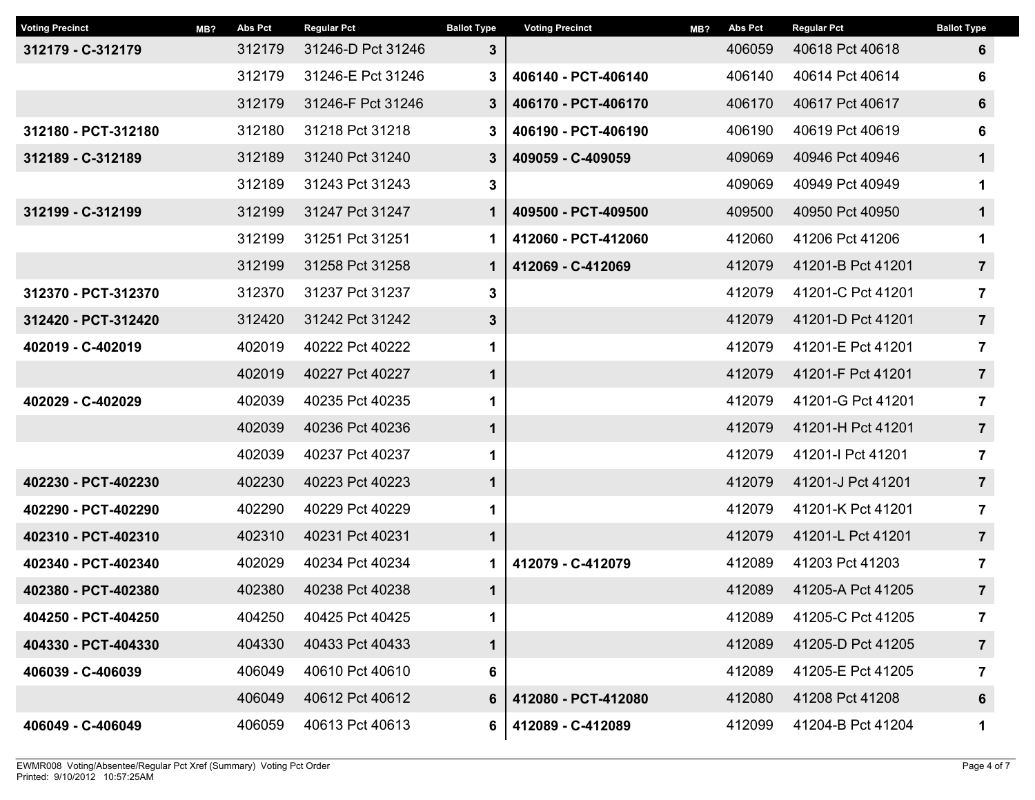| Voting Precinct | MB? | Abs Pct | Regular Pct | Ballot Type |
|---|---|---|---|---|
| **312179 - C-312179** | | 312179 | 31246-D Pct 31246 | **3** |
| | | 312179 | 31246-E Pct 31246 | **3** |
| | | 312179 | 31246-F Pct 31246 | **3** |
| **312180 - PCT-312180** | | 312180 | 31218 Pct 31218 | **3** |
| **312189 - C-312189** | | 312189 | 31240 Pct 31240 | **3** |
| | | 312189 | 31243 Pct 31243 | **3** |
| **312199 - C-312199** | | 312199 | 31247 Pct 31247 | **1** |
| | | 312199 | 31251 Pct 31251 | **1** |
| | | 312199 | 31258 Pct 31258 | **1** |
| **312370 - PCT-312370** | | 312370 | 31237 Pct 31237 | **3** |
| **312420 - PCT-312420** | | 312420 | 31242 Pct 31242 | **3** |
| **402019 - C-402019** | | 402019 | 40222 Pct 40222 | **1** |
| | | 402019 | 40227 Pct 40227 | **1** |
| **402029 - C-402029** | | 402039 | 40235 Pct 40235 | **1** |
| | | 402039 | 40236 Pct 40236 | **1** |
| | | 402039 | 40237 Pct 40237 | **1** |
| **402230 - PCT-402230** | | 402230 | 40223 Pct 40223 | **1** |
| **402290 - PCT-402290** | | 402290 | 40229 Pct 40229 | **1** |
| **402310 - PCT-402310** | | 402310 | 40231 Pct 40231 | **1** |
| **402340 - PCT-402340** | | 402029 | 40234 Pct 40234 | **1** |
| **402380 - PCT-402380** | | 402380 | 40238 Pct 40238 | **1** |
| **404250 - PCT-404250** | | 404250 | 40425 Pct 40425 | **1** |
| **404330 - PCT-404330** | | 404330 | 40433 Pct 40433 | **1** |
| **406039 - C-406039** | | 406049 | 40610 Pct 40610 | **6** |
| | | 406049 | 40612 Pct 40612 | **6** |
| **406049 - C-406049** | | 406059 | 40613 Pct 40613 | **6** |
| | | 406059 | 40618 Pct 40618 | **6** |
| **406140 - PCT-406140** | | 406140 | 40614 Pct 40614 | **6** |
| **406170 - PCT-406170** | | 406170 | 40617 Pct 40617 | **6** |
| **406190 - PCT-406190** | | 406190 | 40619 Pct 40619 | **6** |
| **409059 - C-409059** | | 409069 | 40946 Pct 40946 | **1** |
| | | 409069 | 40949 Pct 40949 | **1** |
| **409500 - PCT-409500** | | 409500 | 40950 Pct 40950 | **1** |
| **412060 - PCT-412060** | | 412060 | 41206 Pct 41206 | **1** |
| **412069 - C-412069** | | 412079 | 41201-B Pct 41201 | **7** |
| | | 412079 | 41201-C Pct 41201 | **7** |
| | | 412079 | 41201-D Pct 41201 | **7** |
| | | 412079 | 41201-E Pct 41201 | **7** |
| | | 412079 | 41201-F Pct 41201 | **7** |
| | | 412079 | 41201-G Pct 41201 | **7** |
| | | 412079 | 41201-H Pct 41201 | **7** |
| | | 412079 | 41201-I Pct 41201 | **7** |
| | | 412079 | 41201-J Pct 41201 | **7** |
| | | 412079 | 41201-K Pct 41201 | **7** |
| | | 412079 | 41201-L Pct 41201 | **7** |
| **412079 - C-412079** | | 412089 | 41203 Pct 41203 | **7** |
| | | 412089 | 41205-A Pct 41205 | **7** |
| | | 412089 | 41205-C Pct 41205 | **7** |
| | | 412089 | 41205-D Pct 41205 | **7** |
| | | 412089 | 41205-E Pct 41205 | **7** |
| **412080 - PCT-412080** | | 412080 | 41208 Pct 41208 | **6** |
| **412089 - C-412089** | | 412099 | 41204-B Pct 41204 | **1** |

EWMR008 Voting/Absentee/Regular Pct Xref (Summary) Voting Pct Order
Printed: 9/10/2012 10:57:25AM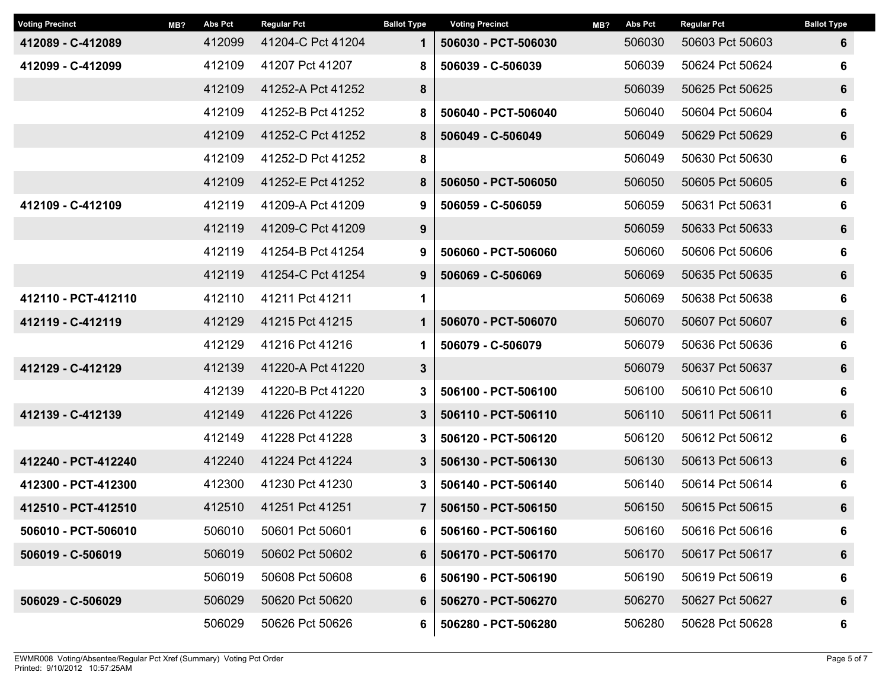| Voting Precinct | MB? | Abs Pct | Regular Pct | Ballot Type |
|---|---|---|---|---|
| **412089 - C-412089** | | 412099 | 41204-C Pct 41204 | **1** |
| **412099 - C-412099** | | 412109 | 41207 Pct 41207 | **8** |
| | | 412109 | 41252-A Pct 41252 | **8** |
| | | 412109 | 41252-B Pct 41252 | **8** |
| | | 412109 | 41252-C Pct 41252 | **8** |
| | | 412109 | 41252-D Pct 41252 | **8** |
| | | 412109 | 41252-E Pct 41252 | **8** |
| **412109 - C-412109** | | 412119 | 41209-A Pct 41209 | **9** |
| | | 412119 | 41209-C Pct 41209 | **9** |
| | | 412119 | 41254-B Pct 41254 | **9** |
| | | 412119 | 41254-C Pct 41254 | **9** |
| **412110 - PCT-412110** | | 412110 | 41211 Pct 41211 | **1** |
| **412119 - C-412119** | | 412129 | 41215 Pct 41215 | **1** |
| | | 412129 | 41216 Pct 41216 | **1** |
| **412129 - C-412129** | | 412139 | 41220-A Pct 41220 | **3** |
| | | 412139 | 41220-B Pct 41220 | **3** |
| **412139 - C-412139** | | 412149 | 41226 Pct 41226 | **3** |
| | | 412149 | 41228 Pct 41228 | **3** |
| **412240 - PCT-412240** | | 412240 | 41224 Pct 41224 | **3** |
| **412300 - PCT-412300** | | 412300 | 41230 Pct 41230 | **3** |
| **412510 - PCT-412510** | | 412510 | 41251 Pct 41251 | **7** |
| **506010 - PCT-506010** | | 506010 | 50601 Pct 50601 | **6** |
| **506019 - C-506019** | | 506019 | 50602 Pct 50602 | **6** |
| | | 506019 | 50608 Pct 50608 | **6** |
| **506029 - C-506029** | | 506029 | 50620 Pct 50620 | **6** |
| | | 506029 | 50626 Pct 50626 | **6** |
| **506030 - PCT-506030** | | 506030 | 50603 Pct 50603 | **6** |
| **506039 - C-506039** | | 506039 | 50624 Pct 50624 | **6** |
| | | 506039 | 50625 Pct 50625 | **6** |
| **506040 - PCT-506040** | | 506040 | 50604 Pct 50604 | **6** |
| **506049 - C-506049** | | 506049 | 50629 Pct 50629 | **6** |
| | | 506049 | 50630 Pct 50630 | **6** |
| **506050 - PCT-506050** | | 506050 | 50605 Pct 50605 | **6** |
| **506059 - C-506059** | | 506059 | 50631 Pct 50631 | **6** |
| | | 506059 | 50633 Pct 50633 | **6** |
| **506060 - PCT-506060** | | 506060 | 50606 Pct 50606 | **6** |
| **506069 - C-506069** | | 506069 | 50635 Pct 50635 | **6** |
| | | 506069 | 50638 Pct 50638 | **6** |
| **506070 - PCT-506070** | | 506070 | 50607 Pct 50607 | **6** |
| **506079 - C-506079** | | 506079 | 50636 Pct 50636 | **6** |
| | | 506079 | 50637 Pct 50637 | **6** |
| **506100 - PCT-506100** | | 506100 | 50610 Pct 50610 | **6** |
| **506110 - PCT-506110** | | 506110 | 50611 Pct 50611 | **6** |
| **506120 - PCT-506120** | | 506120 | 50612 Pct 50612 | **6** |
| **506130 - PCT-506130** | | 506130 | 50613 Pct 50613 | **6** |
| **506140 - PCT-506140** | | 506140 | 50614 Pct 50614 | **6** |
| **506150 - PCT-506150** | | 506150 | 50615 Pct 50615 | **6** |
| **506160 - PCT-506160** | | 506160 | 50616 Pct 50616 | **6** |
| **506170 - PCT-506170** | | 506170 | 50617 Pct 50617 | **6** |
| **506190 - PCT-506190** | | 506190 | 50619 Pct 50619 | **6** |
| **506270 - PCT-506270** | | 506270 | 50627 Pct 50627 | **6** |
| **506280 - PCT-506280** | | 506280 | 50628 Pct 50628 | **6** |

EWMR008 Voting/Absentee/Regular Pct Xref (Summary) Voting Pct Order
Printed: 9/10/2012 10:57:25AM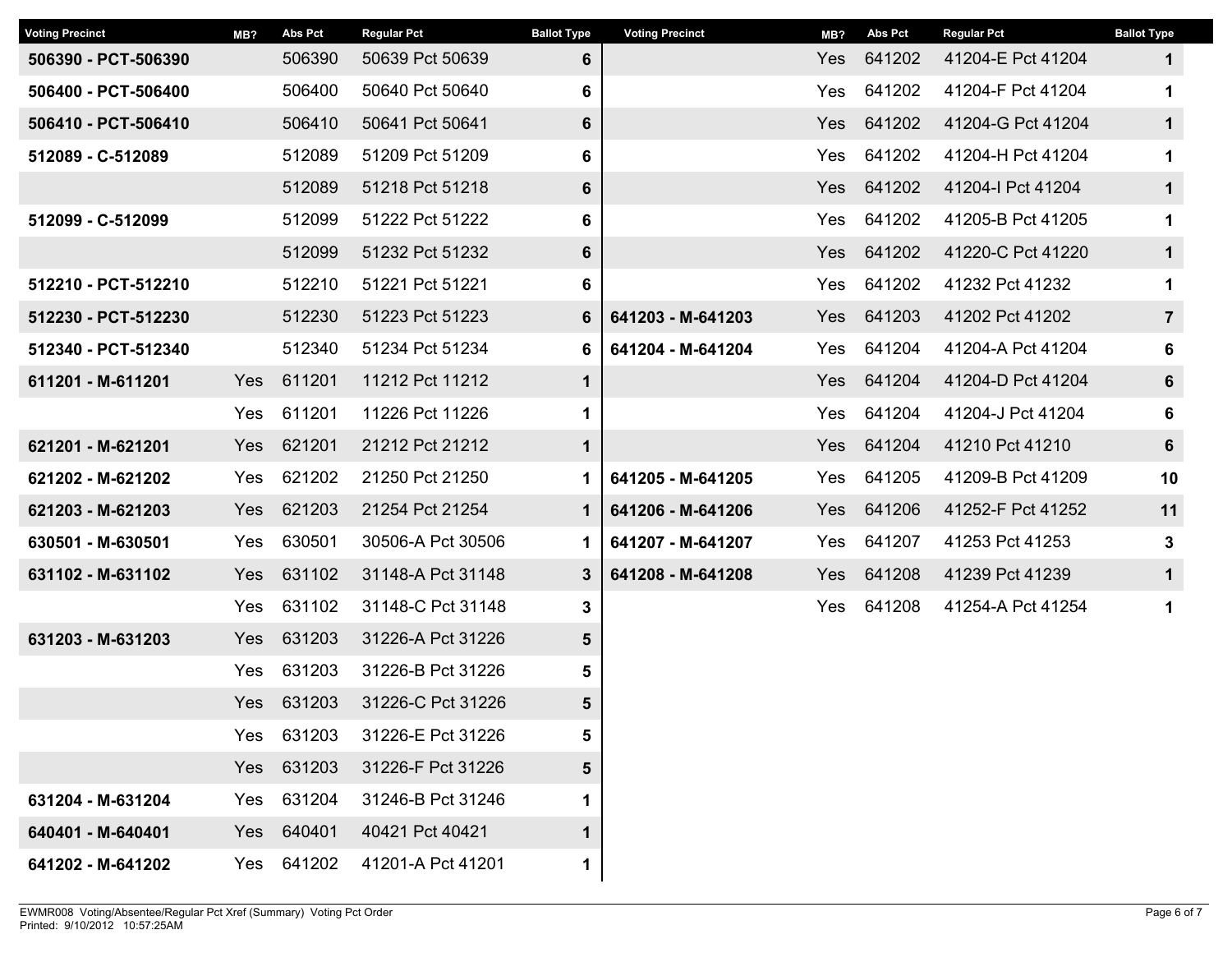| Voting Precinct | MB? | Abs Pct | Regular Pct | Ballot Type |
|---|---|---|---|---|
| 506390 - PCT-506390 | | 506390 | 50639 Pct 50639 | 6 |
| 506400 - PCT-506400 | | 506400 | 50640 Pct 50640 | 6 |
| 506410 - PCT-506410 | | 506410 | 50641 Pct 50641 | 6 |
| 512089 - C-512089 | | 512089 | 51209 Pct 51209 | 6 |
| | | 512089 | 51218 Pct 51218 | 6 |
| 512099 - C-512099 | | 512099 | 51222 Pct 51222 | 6 |
| | | 512099 | 51232 Pct 51232 | 6 |
| 512210 - PCT-512210 | | 512210 | 51221 Pct 51221 | 6 |
| 512230 - PCT-512230 | | 512230 | 51223 Pct 51223 | 6 |
| 512340 - PCT-512340 | | 512340 | 51234 Pct 51234 | 6 |
| 611201 - M-611201 | Yes | 611201 | 11212 Pct 11212 | 1 |
| | Yes | 611201 | 11226 Pct 11226 | 1 |
| 621201 - M-621201 | Yes | 621201 | 21212 Pct 21212 | 1 |
| 621202 - M-621202 | Yes | 621202 | 21250 Pct 21250 | 1 |
| 621203 - M-621203 | Yes | 621203 | 21254 Pct 21254 | 1 |
| 630501 - M-630501 | Yes | 630501 | 30506-A Pct 30506 | 1 |
| 631102 - M-631102 | Yes | 631102 | 31148-A Pct 31148 | 3 |
| | Yes | 631102 | 31148-C Pct 31148 | 3 |
| 631203 - M-631203 | Yes | 631203 | 31226-A Pct 31226 | 5 |
| | Yes | 631203 | 31226-B Pct 31226 | 5 |
| | Yes | 631203 | 31226-C Pct 31226 | 5 |
| | Yes | 631203 | 31226-E Pct 31226 | 5 |
| | Yes | 631203 | 31226-F Pct 31226 | 5 |
| 631204 - M-631204 | Yes | 631204 | 31246-B Pct 31246 | 1 |
| 640401 - M-640401 | Yes | 640401 | 40421 Pct 40421 | 1 |
| 641202 - M-641202 | Yes | 641202 | 41201-A Pct 41201 | 1 |
| | Yes | 641202 | 41204-E Pct 41204 | 1 |
| | Yes | 641202 | 41204-F Pct 41204 | 1 |
| | Yes | 641202 | 41204-G Pct 41204 | 1 |
| | Yes | 641202 | 41204-H Pct 41204 | 1 |
| | Yes | 641202 | 41204-I Pct 41204 | 1 |
| | Yes | 641202 | 41205-B Pct 41205 | 1 |
| | Yes | 641202 | 41220-C Pct 41220 | 1 |
| | Yes | 641202 | 41232 Pct 41232 | 1 |
| 641203 - M-641203 | Yes | 641203 | 41202 Pct 41202 | 7 |
| 641204 - M-641204 | Yes | 641204 | 41204-A Pct 41204 | 6 |
| | Yes | 641204 | 41204-D Pct 41204 | 6 |
| | Yes | 641204 | 41204-J Pct 41204 | 6 |
| | Yes | 641204 | 41210 Pct 41210 | 6 |
| 641205 - M-641205 | Yes | 641205 | 41209-B Pct 41209 | 10 |
| 641206 - M-641206 | Yes | 641206 | 41252-F Pct 41252 | 11 |
| 641207 - M-641207 | Yes | 641207 | 41253 Pct 41253 | 3 |
| 641208 - M-641208 | Yes | 641208 | 41239 Pct 41239 | 1 |
| | Yes | 641208 | 41254-A Pct 41254 | 1 |

EWMR008 Voting/Absentee/Regular Pct Xref (Summary) Voting Pct Order
Printed: 9/10/2012 10:57:25AM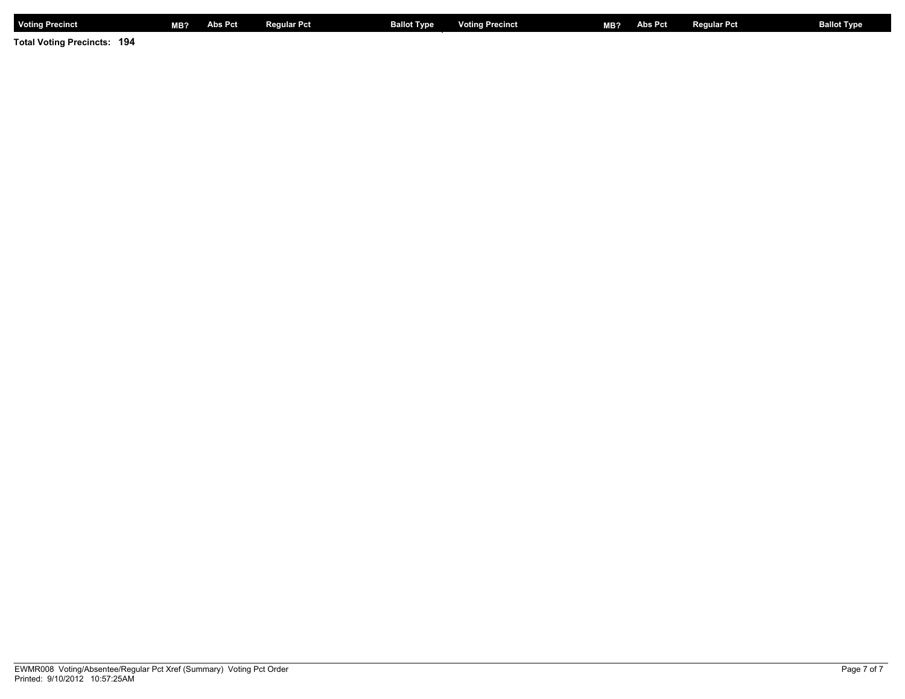| Voting Precinct | MB? | Abs Pct | Regular Pct | Ballot Type | Voting Precinct | MB? | Abs Pct | Regular Pct | Ballot Type |
|---|---|---|---|---|---|---|---|---|---|

**Total Voting Precincts: 194**

EWMR008 Voting/Absentee/Regular Pct Xref (Summary) Voting Pct Order
Printed: 9/10/2012 10:57:25AM